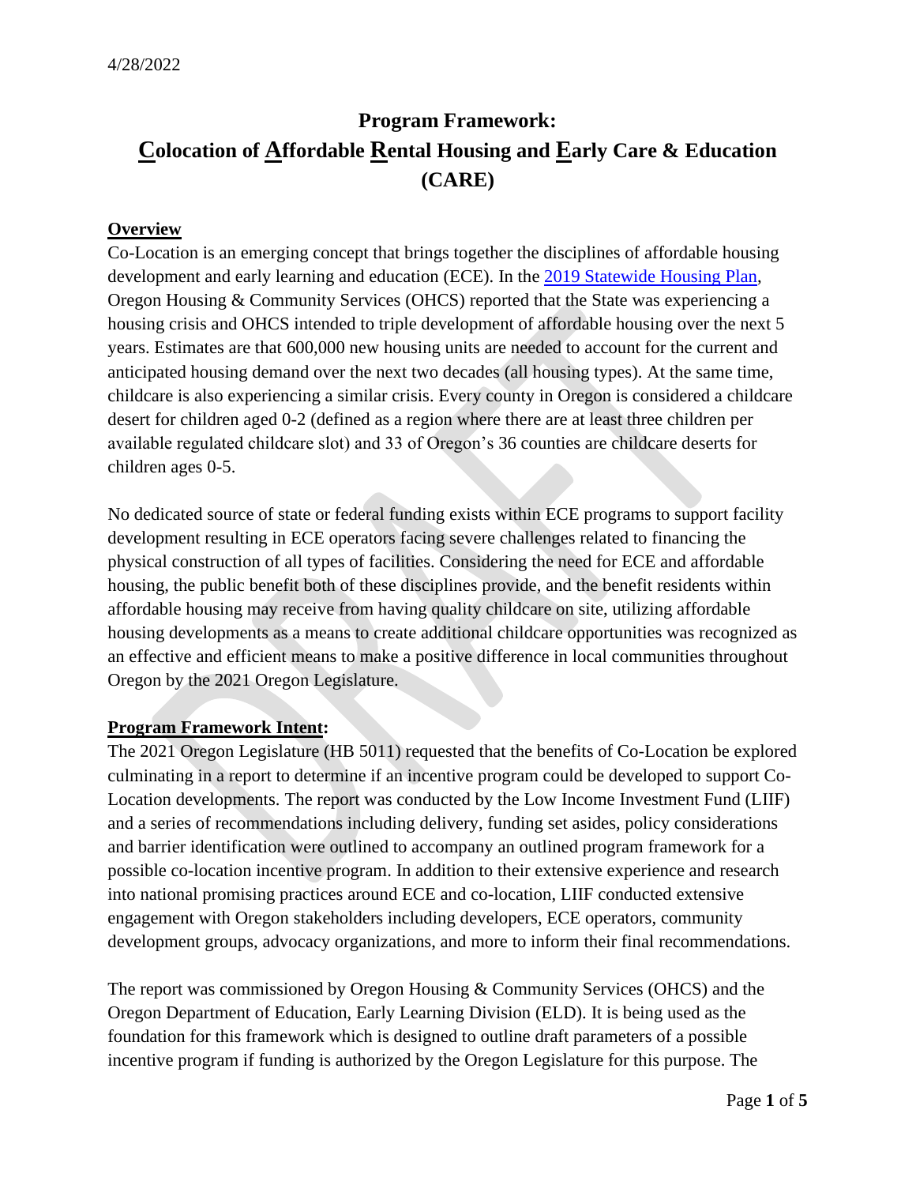4/28/2022

# Program Framework: Colocation of Affordable Rental Housing and Early Care & Education (CARE)

## Overview

Co-Location is an emerging concept that brings together the disciplines of affordable housing development and early learning and education (ECE). In the [2019 Statewide Housing Plan](), Oregon Housing & Community Services (OHCS) reported that the State was experiencing a housing crisis and OHCS intended to triple development of affordable housing over the next 5 years. Estimates are that 600,000 new housing units are needed to account for the current and anticipated housing demand over the next two decades (all housing types). At the same time, childcare is also experiencing a similar crisis. Every county in Oregon is considered a childcare desert for children aged 0-2 (defined as a region where there are at least three children per available regulated childcare slot) and 33 of Oregon's 36 counties are childcare deserts for children ages 0-5.

No dedicated source of state or federal funding exists within ECE programs to support facility development resulting in ECE operators facing severe challenges related to financing the physical construction of all types of facilities. Considering the need for ECE and affordable housing, the public benefit both of these disciplines provide, and the benefit residents within affordable housing may receive from having quality childcare on site, utilizing affordable housing developments as a means to create additional childcare opportunities was recognized as an effective and efficient means to make a positive difference in local communities throughout Oregon by the 2021 Oregon Legislature.

## Program Framework Intent:

The 2021 Oregon Legislature (HB 5011) requested that the benefits of Co-Location be explored culminating in a report to determine if an incentive program could be developed to support Co-Location developments. The report was conducted by the Low Income Investment Fund (LIIF) and a series of recommendations including delivery, funding set asides, policy considerations and barrier identification were outlined to accompany an outlined program framework for a possible co-location incentive program. In addition to their extensive experience and research into national promising practices around ECE and co-location, LIIF conducted extensive engagement with Oregon stakeholders including developers, ECE operators, community development groups, advocacy organizations, and more to inform their final recommendations.

The report was commissioned by Oregon Housing & Community Services (OHCS) and the Oregon Department of Education, Early Learning Division (ELD). It is being used as the foundation for this framework which is designed to outline draft parameters of a possible incentive program if funding is authorized by the Oregon Legislature for this purpose. The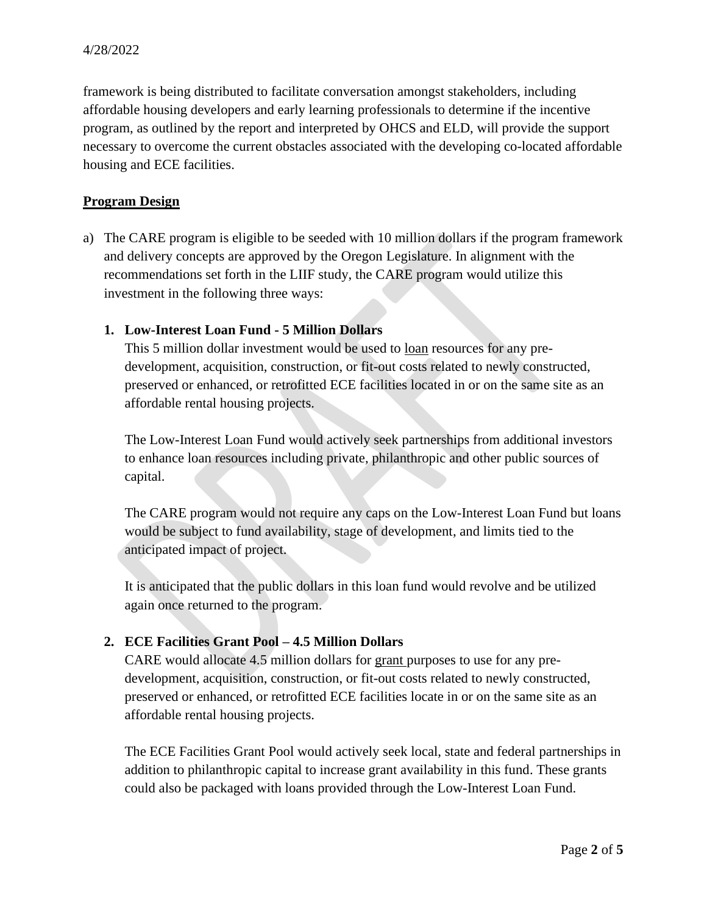framework is being distributed to facilitate conversation amongst stakeholders, including affordable housing developers and early learning professionals to determine if the incentive program, as outlined by the report and interpreted by OHCS and ELD, will provide the support necessary to overcome the current obstacles associated with the developing co-located affordable housing and ECE facilities.

## Program Design

a) The CARE program is eligible to be seeded with 10 million dollars if the program framework and delivery concepts are approved by the Oregon Legislature. In alignment with the recommendations set forth in the LIIF study, the CARE program would utilize this investment in the following three ways:

   1. **Low-Interest Loan Fund - 5 Million Dollars**

      This 5 million dollar investment would be used to loan resources for any pre-development, acquisition, construction, or fit-out costs related to newly constructed, preserved or enhanced, or retrofitted ECE facilities located in or on the same site as an affordable rental housing projects.

      The Low-Interest Loan Fund would actively seek partnerships from additional investors to enhance loan resources including private, philanthropic and other public sources of capital.

      The CARE program would not require any caps on the Low-Interest Loan Fund but loans would be subject to fund availability, stage of development, and limits tied to the anticipated impact of project.

      It is anticipated that the public dollars in this loan fund would revolve and be utilized again once returned to the program.

   2. **ECE Facilities Grant Pool – 4.5 Million Dollars**

      CARE would allocate 4.5 million dollars for grant purposes to use for any pre-development, acquisition, construction, or fit-out costs related to newly constructed, preserved or enhanced, or retrofitted ECE facilities locate in or on the same site as an affordable rental housing projects.

      The ECE Facilities Grant Pool would actively seek local, state and federal partnerships in addition to philanthropic capital to increase grant availability in this fund. These grants could also be packaged with loans provided through the Low-Interest Loan Fund.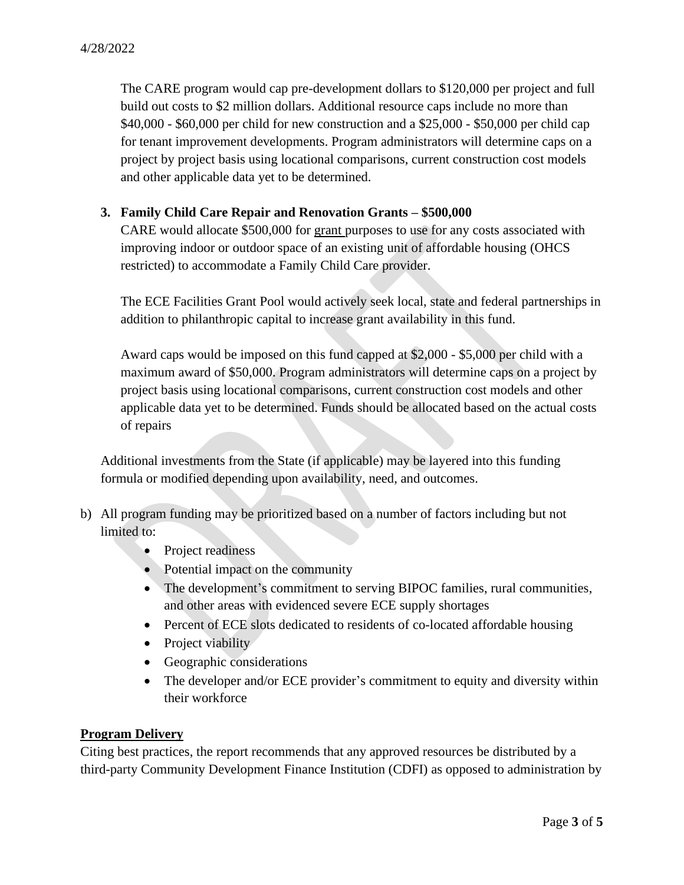The CARE program would cap pre-development dollars to $120,000 per project and full build out costs to $2 million dollars. Additional resource caps include no more than $40,000 - $60,000 per child for new construction and a $25,000 - $50,000 per child cap for tenant improvement developments. Program administrators will determine caps on a project by project basis using locational comparisons, current construction cost models and other applicable data yet to be determined.

3. **Family Child Care Repair and Renovation Grants – $500,000**

   CARE would allocate $500,000 for grant purposes to use for any costs associated with improving indoor or outdoor space of an existing unit of affordable housing (OHCS restricted) to accommodate a Family Child Care provider.

   The ECE Facilities Grant Pool would actively seek local, state and federal partnerships in addition to philanthropic capital to increase grant availability in this fund.

   Award caps would be imposed on this fund capped at $2,000 - $5,000 per child with a maximum award of $50,000. Program administrators will determine caps on a project by project basis using locational comparisons, current construction cost models and other applicable data yet to be determined. Funds should be allocated based on the actual costs of repairs

Additional investments from the State (if applicable) may be layered into this funding formula or modified depending upon availability, need, and outcomes.

b) All program funding may be prioritized based on a number of factors including but not limited to:
   - Project readiness
   - Potential impact on the community
   - The development's commitment to serving BIPOC families, rural communities, and other areas with evidenced severe ECE supply shortages
   - Percent of ECE slots dedicated to residents of co-located affordable housing
   - Project viability
   - Geographic considerations
   - The developer and/or ECE provider's commitment to equity and diversity within their workforce

**Program Delivery**

Citing best practices, the report recommends that any approved resources be distributed by a third-party Community Development Finance Institution (CDFI) as opposed to administration by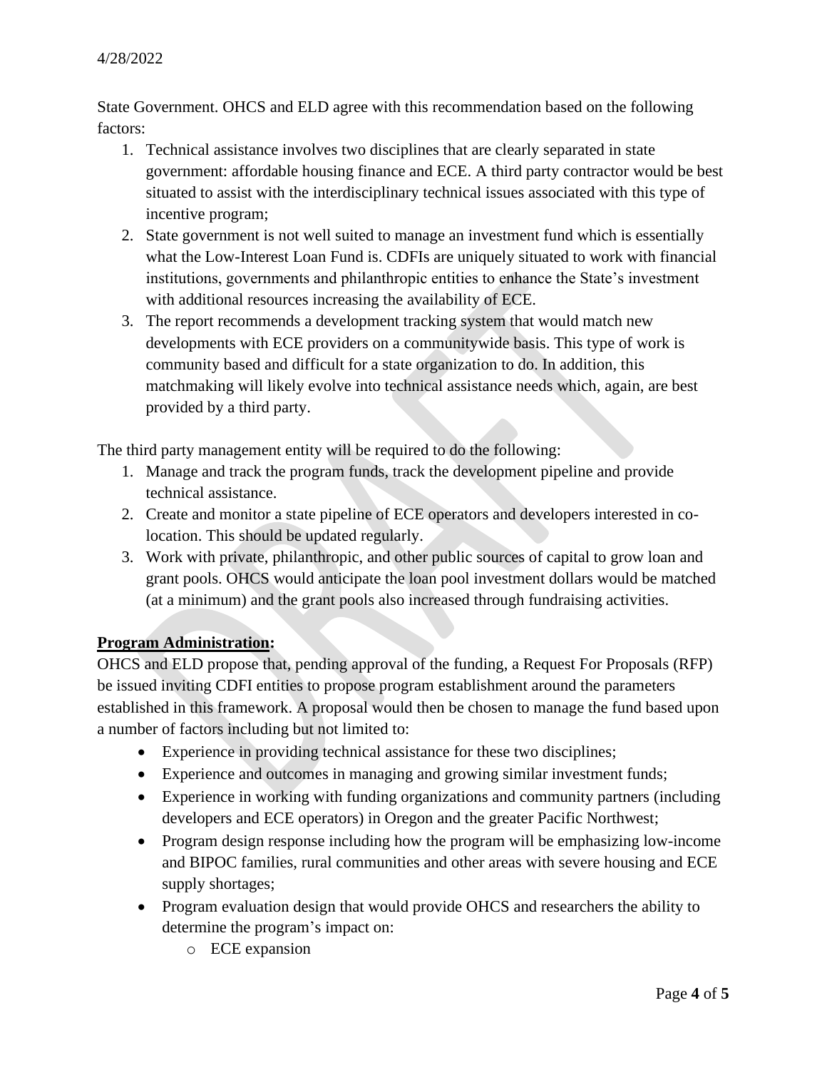State Government. OHCS and ELD agree with this recommendation based on the following factors:

1. Technical assistance involves two disciplines that are clearly separated in state government: affordable housing finance and ECE. A third party contractor would be best situated to assist with the interdisciplinary technical issues associated with this type of incentive program;
2. State government is not well suited to manage an investment fund which is essentially what the Low-Interest Loan Fund is. CDFIs are uniquely situated to work with financial institutions, governments and philanthropic entities to enhance the State's investment with additional resources increasing the availability of ECE.
3. The report recommends a development tracking system that would match new developments with ECE providers on a communitywide basis. This type of work is community based and difficult for a state organization to do. In addition, this matchmaking will likely evolve into technical assistance needs which, again, are best provided by a third party.

The third party management entity will be required to do the following:

1. Manage and track the program funds, track the development pipeline and provide technical assistance.
2. Create and monitor a state pipeline of ECE operators and developers interested in co-location. This should be updated regularly.
3. Work with private, philanthropic, and other public sources of capital to grow loan and grant pools. OHCS would anticipate the loan pool investment dollars would be matched (at a minimum) and the grant pools also increased through fundraising activities.

**Program Administration:**

OHCS and ELD propose that, pending approval of the funding, a Request For Proposals (RFP) be issued inviting CDFI entities to propose program establishment around the parameters established in this framework. A proposal would then be chosen to manage the fund based upon a number of factors including but not limited to:

- Experience in providing technical assistance for these two disciplines;
- Experience and outcomes in managing and growing similar investment funds;
- Experience in working with funding organizations and community partners (including developers and ECE operators) in Oregon and the greater Pacific Northwest;
- Program design response including how the program will be emphasizing low-income and BIPOC families, rural communities and other areas with severe housing and ECE supply shortages;
- Program evaluation design that would provide OHCS and researchers the ability to determine the program's impact on:
  - ECE expansion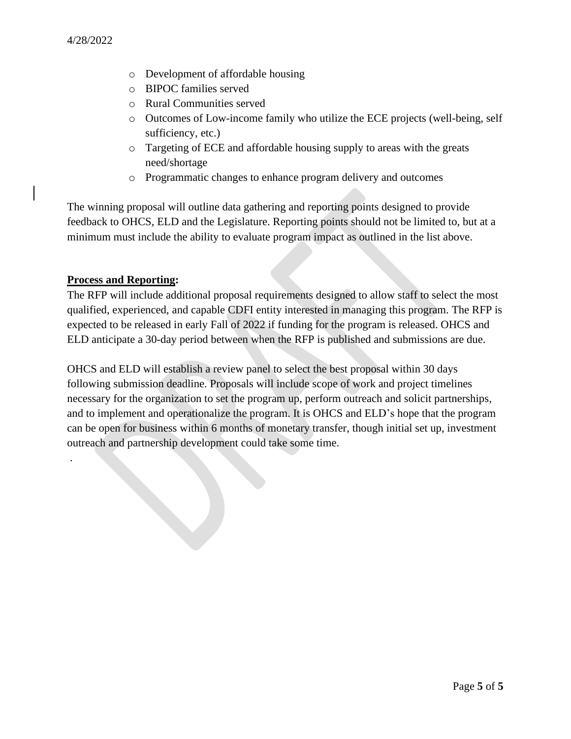- Development of affordable housing
- BIPOC families served
- Rural Communities served
- Outcomes of Low-income family who utilize the ECE projects (well-being, self sufficiency, etc.)
- Targeting of ECE and affordable housing supply to areas with the greats need/shortage
- Programmatic changes to enhance program delivery and outcomes

The winning proposal will outline data gathering and reporting points designed to provide feedback to OHCS, ELD and the Legislature. Reporting points should not be limited to, but at a minimum must include the ability to evaluate program impact as outlined in the list above.

**Process and Reporting:**

The RFP will include additional proposal requirements designed to allow staff to select the most qualified, experienced, and capable CDFI entity interested in managing this program. The RFP is expected to be released in early Fall of 2022 if funding for the program is released. OHCS and ELD anticipate a 30-day period between when the RFP is published and submissions are due.

OHCS and ELD will establish a review panel to select the best proposal within 30 days following submission deadline. Proposals will include scope of work and project timelines necessary for the organization to set the program up, perform outreach and solicit partnerships, and to implement and operationalize the program. It is OHCS and ELD's hope that the program can be open for business within 6 months of monetary transfer, though initial set up, investment outreach and partnership development could take some time.